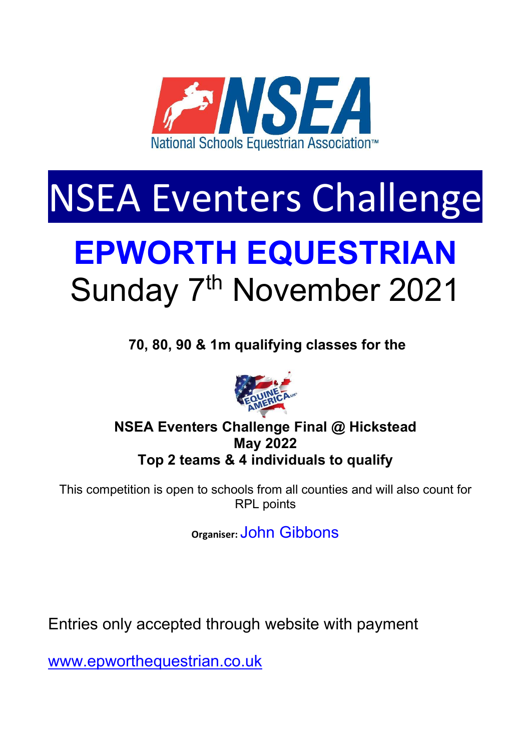NSEA

National Schools Equestrian Association™

# NSEA Eventers Challenge

# EPWORTH EQUESTRIAN

## Sunday 7th November 2021

**70, 80, 90 & 1m qualifying classes for the**

EQUINE AMERICA UK

**NSEA Eventers Challenge Final @ Hickstead**
**May 2022**
**Top 2 teams & 4 individuals to qualify**

This competition is open to schools from all counties and will also count for RPL points

**Organiser:** John Gibbons

Entries only accepted through website with payment

www.epworthequestrian.co.uk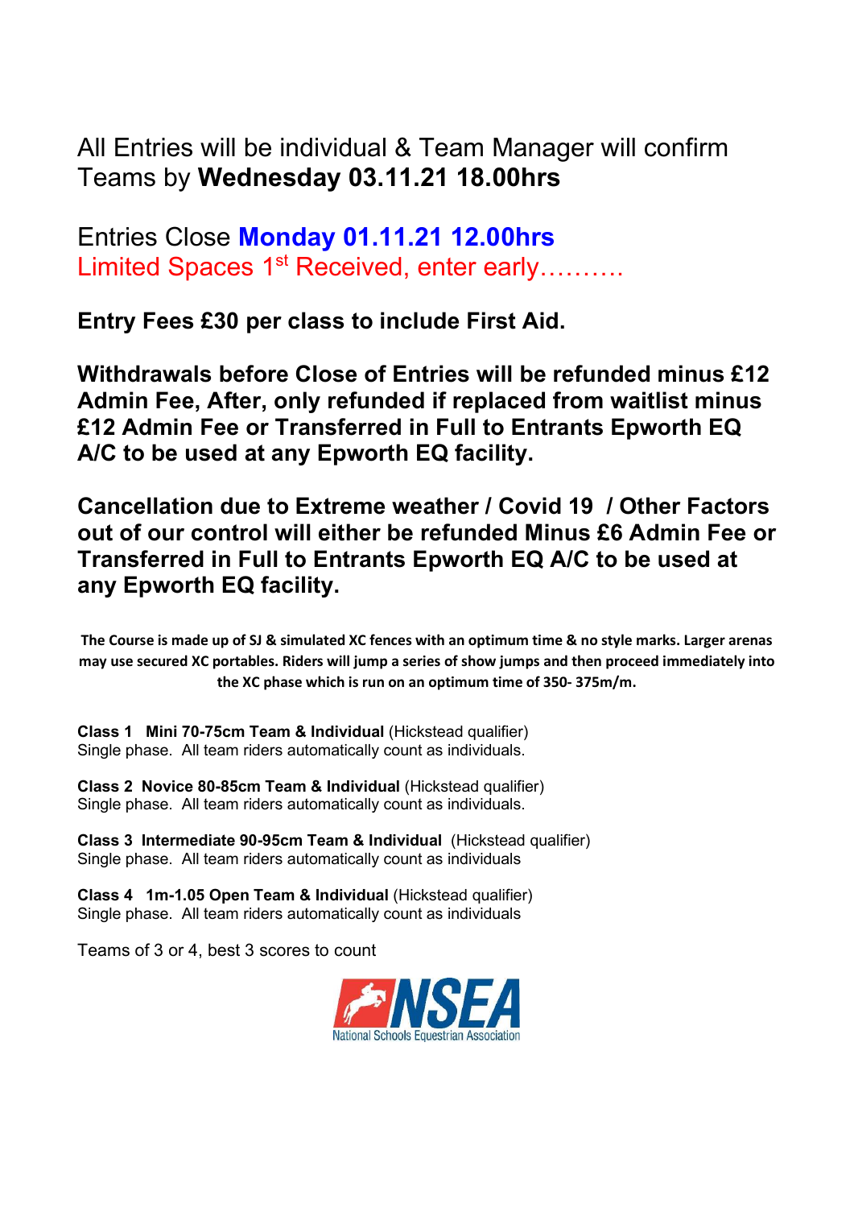All Entries will be individual & Team Manager will confirm Teams by **Wednesday 03.11.21 18.00hrs**

Entries Close **Monday 01.11.21 12.00hrs**
Limited Spaces 1st Received, enter early……….

**Entry Fees £30 per class to include First Aid.**

**Withdrawals before Close of Entries will be refunded minus £12 Admin Fee, After, only refunded if replaced from waitlist minus £12 Admin Fee or Transferred in Full to Entrants Epworth EQ A/C to be used at any Epworth EQ facility.**

**Cancellation due to Extreme weather / Covid 19 / Other Factors out of our control will either be refunded Minus £6 Admin Fee or Transferred in Full to Entrants Epworth EQ A/C to be used at any Epworth EQ facility.**

**The Course is made up of SJ & simulated XC fences with an optimum time & no style marks. Larger arenas may use secured XC portables. Riders will jump a series of show jumps and then proceed immediately into the XC phase which is run on an optimum time of 350- 375m/m.**

**Class 1 Mini 70-75cm Team & Individual** (Hickstead qualifier)
Single phase. All team riders automatically count as individuals.

**Class 2 Novice 80-85cm Team & Individual** (Hickstead qualifier)
Single phase. All team riders automatically count as individuals.

**Class 3 Intermediate 90-95cm Team & Individual** (Hickstead qualifier)
Single phase. All team riders automatically count as individuals

**Class 4 1m-1.05 Open Team & Individual** (Hickstead qualifier)
Single phase. All team riders automatically count as individuals

Teams of 3 or 4, best 3 scores to count

NSEA
National Schools Equestrian Association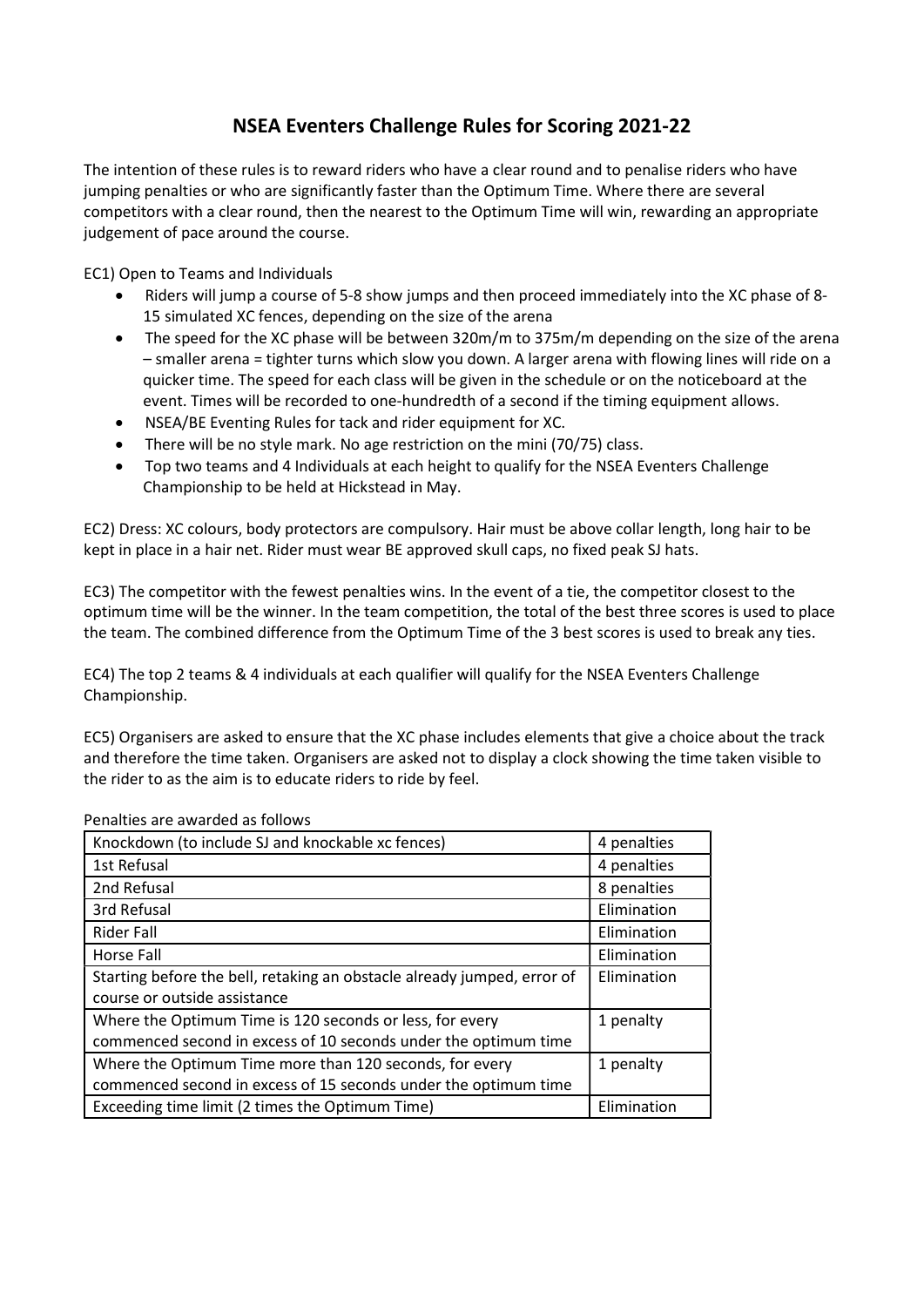# NSEA Eventers Challenge Rules for Scoring 2021-22

The intention of these rules is to reward riders who have a clear round and to penalise riders who have jumping penalties or who are significantly faster than the Optimum Time. Where there are several competitors with a clear round, then the nearest to the Optimum Time will win, rewarding an appropriate judgement of pace around the course.

EC1) Open to Teams and Individuals

- Riders will jump a course of 5-8 show jumps and then proceed immediately into the XC phase of 8-15 simulated XC fences, depending on the size of the arena
- The speed for the XC phase will be between 320m/m to 375m/m depending on the size of the arena – smaller arena = tighter turns which slow you down. A larger arena with flowing lines will ride on a quicker time. The speed for each class will be given in the schedule or on the noticeboard at the event. Times will be recorded to one-hundredth of a second if the timing equipment allows.
- NSEA/BE Eventing Rules for tack and rider equipment for XC.
- There will be no style mark. No age restriction on the mini (70/75) class.
- Top two teams and 4 Individuals at each height to qualify for the NSEA Eventers Challenge Championship to be held at Hickstead in May.

EC2) Dress: XC colours, body protectors are compulsory. Hair must be above collar length, long hair to be kept in place in a hair net. Rider must wear BE approved skull caps, no fixed peak SJ hats.

EC3) The competitor with the fewest penalties wins. In the event of a tie, the competitor closest to the optimum time will be the winner. In the team competition, the total of the best three scores is used to place the team. The combined difference from the Optimum Time of the 3 best scores is used to break any ties.

EC4) The top 2 teams & 4 individuals at each qualifier will qualify for the NSEA Eventers Challenge Championship.

EC5) Organisers are asked to ensure that the XC phase includes elements that give a choice about the track and therefore the time taken. Organisers are asked not to display a clock showing the time taken visible to the rider to as the aim is to educate riders to ride by feel.

Penalties are awarded as follows

| | |
|---|---|
| Knockdown (to include SJ and knockable xc fences) | 4 penalties |
| 1st Refusal | 4 penalties |
| 2nd Refusal | 8 penalties |
| 3rd Refusal | Elimination |
| Rider Fall | Elimination |
| Horse Fall | Elimination |
| Starting before the bell, retaking an obstacle already jumped, error of course or outside assistance | Elimination |
| Where the Optimum Time is 120 seconds or less, for every commenced second in excess of 10 seconds under the optimum time | 1 penalty |
| Where the Optimum Time more than 120 seconds, for every commenced second in excess of 15 seconds under the optimum time | 1 penalty |
| Exceeding time limit (2 times the Optimum Time) | Elimination |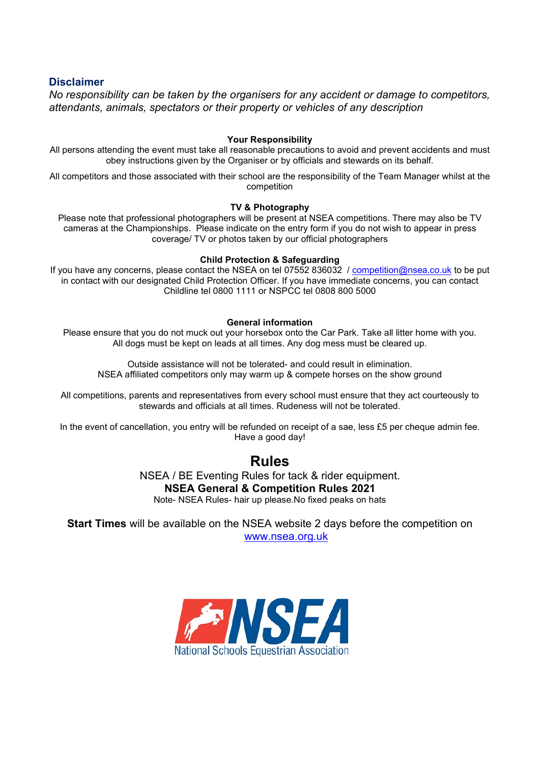## Disclaimer

*No responsibility can be taken by the organisers for any accident or damage to competitors, attendants, animals, spectators or their property or vehicles of any description*

**Your Responsibility**

All persons attending the event must take all reasonable precautions to avoid and prevent accidents and must obey instructions given by the Organiser or by officials and stewards on its behalf.

All competitors and those associated with their school are the responsibility of the Team Manager whilst at the competition

**TV & Photography**

Please note that professional photographers will be present at NSEA competitions. There may also be TV cameras at the Championships. Please indicate on the entry form if you do not wish to appear in press coverage/ TV or photos taken by our official photographers

**Child Protection & Safeguarding**

If you have any concerns, please contact the NSEA on tel 07552 836032 / competition@nsea.co.uk to be put in contact with our designated Child Protection Officer. If you have immediate concerns, you can contact Childline tel 0800 1111 or NSPCC tel 0808 800 5000

**General information**

Please ensure that you do not muck out your horsebox onto the Car Park. Take all litter home with you. All dogs must be kept on leads at all times. Any dog mess must be cleared up.

Outside assistance will not be tolerated- and could result in elimination.
NSEA affiliated competitors only may warm up & compete horses on the show ground

All competitions, parents and representatives from every school must ensure that they act courteously to stewards and officials at all times. Rudeness will not be tolerated.

In the event of cancellation, you entry will be refunded on receipt of a sae, less £5 per cheque admin fee.
Have a good day!

# Rules

NSEA / BE Eventing Rules for tack & rider equipment.

**NSEA General & Competition Rules 2021**

Note- NSEA Rules- hair up please.No fixed peaks on hats

**Start Times** will be available on the NSEA website 2 days before the competition on www.nsea.org.uk

NSEA
National Schools Equestrian Association